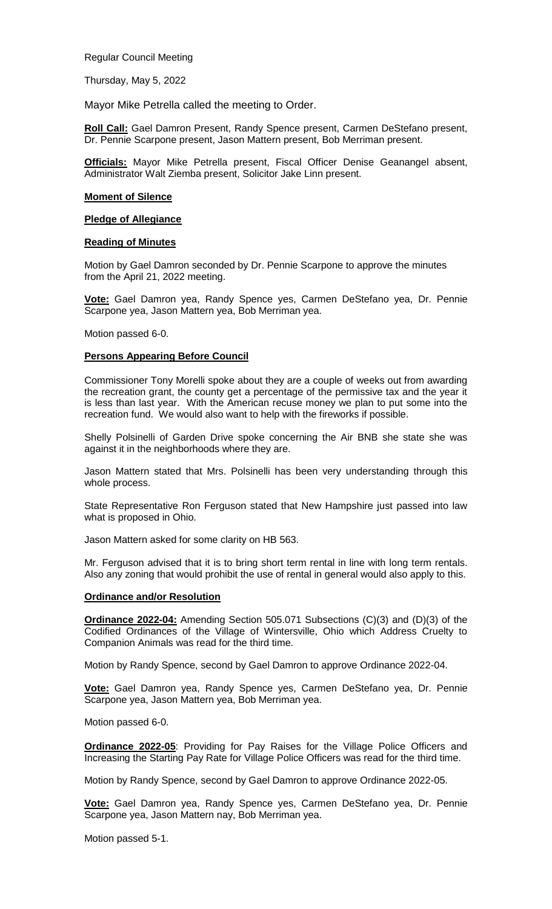Regular Council Meeting

Thursday, May 5, 2022

Mayor Mike Petrella called the meeting to Order.

**Roll Call:** Gael Damron Present, Randy Spence present, Carmen DeStefano present, Dr. Pennie Scarpone present, Jason Mattern present, Bob Merriman present.

**Officials:** Mayor Mike Petrella present, Fiscal Officer Denise Geanangel absent, Administrator Walt Ziemba present, Solicitor Jake Linn present.

**Moment of Silence**

**Pledge of Allegiance**

**Reading of Minutes**

Motion by Gael Damron seconded by Dr. Pennie Scarpone to approve the minutes from the April 21, 2022 meeting.

**Vote:** Gael Damron yea, Randy Spence yes, Carmen DeStefano yea, Dr. Pennie Scarpone yea, Jason Mattern yea, Bob Merriman yea.

Motion passed 6-0.

**Persons Appearing Before Council**

Commissioner Tony Morelli spoke about they are a couple of weeks out from awarding the recreation grant, the county get a percentage of the permissive tax and the year it is less than last year. With the American recuse money we plan to put some into the recreation fund. We would also want to help with the fireworks if possible.

Shelly Polsinelli of Garden Drive spoke concerning the Air BNB she state she was against it in the neighborhoods where they are.

Jason Mattern stated that Mrs. Polsinelli has been very understanding through this whole process.

State Representative Ron Ferguson stated that New Hampshire just passed into law what is proposed in Ohio.

Jason Mattern asked for some clarity on HB 563.

Mr. Ferguson advised that it is to bring short term rental in line with long term rentals. Also any zoning that would prohibit the use of rental in general would also apply to this.

**Ordinance and/or Resolution**

**Ordinance 2022-04:** Amending Section 505.071 Subsections (C)(3) and (D)(3) of the Codified Ordinances of the Village of Wintersville, Ohio which Address Cruelty to Companion Animals was read for the third time.

Motion by Randy Spence, second by Gael Damron to approve Ordinance 2022-04.

**Vote:** Gael Damron yea, Randy Spence yes, Carmen DeStefano yea, Dr. Pennie Scarpone yea, Jason Mattern yea, Bob Merriman yea.

Motion passed 6-0.

**Ordinance 2022-05**: Providing for Pay Raises for the Village Police Officers and Increasing the Starting Pay Rate for Village Police Officers was read for the third time.

Motion by Randy Spence, second by Gael Damron to approve Ordinance 2022-05.

**Vote:** Gael Damron yea, Randy Spence yes, Carmen DeStefano yea, Dr. Pennie Scarpone yea, Jason Mattern nay, Bob Merriman yea.

Motion passed 5-1.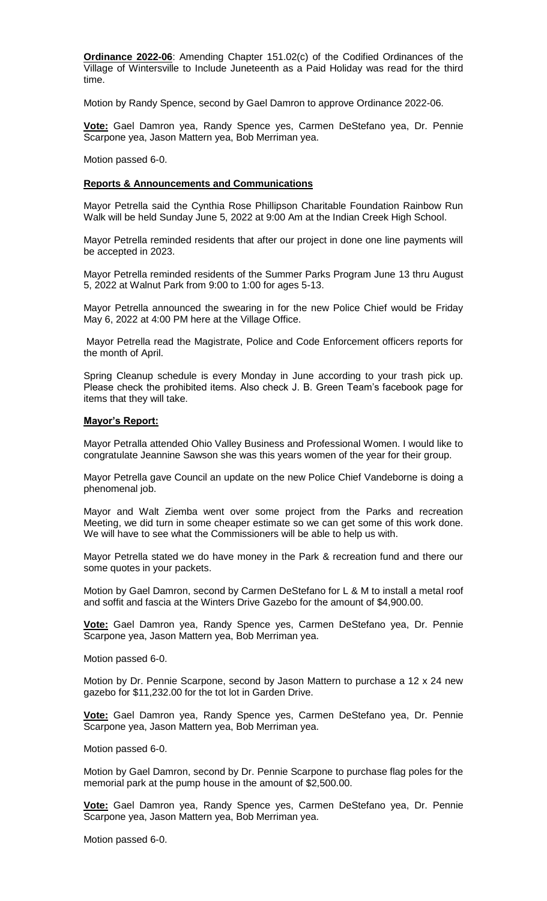**Ordinance 2022-06**: Amending Chapter 151.02(c) of the Codified Ordinances of the Village of Wintersville to Include Juneteenth as a Paid Holiday was read for the third time.

Motion by Randy Spence, second by Gael Damron to approve Ordinance 2022-06.

**Vote:** Gael Damron yea, Randy Spence yes, Carmen DeStefano yea, Dr. Pennie Scarpone yea, Jason Mattern yea, Bob Merriman yea.

Motion passed 6-0.

**Reports & Announcements and Communications**

Mayor Petrella said the Cynthia Rose Phillipson Charitable Foundation Rainbow Run Walk will be held Sunday June 5, 2022 at 9:00 Am at the Indian Creek High School.

Mayor Petrella reminded residents that after our project in done one line payments will be accepted in 2023.

Mayor Petrella reminded residents of the Summer Parks Program June 13 thru August 5, 2022 at Walnut Park from 9:00 to 1:00 for ages 5-13.

Mayor Petrella announced the swearing in for the new Police Chief would be Friday May 6, 2022 at 4:00 PM here at the Village Office.

Mayor Petrella read the Magistrate, Police and Code Enforcement officers reports for the month of April.

Spring Cleanup schedule is every Monday in June according to your trash pick up. Please check the prohibited items. Also check J. B. Green Team's facebook page for items that they will take.

**Mayor's Report:**

Mayor Petralla attended Ohio Valley Business and Professional Women. I would like to congratulate Jeannine Sawson she was this years women of the year for their group.

Mayor Petrella gave Council an update on the new Police Chief Vandeborne is doing a phenomenal job.

Mayor and Walt Ziemba went over some project from the Parks and recreation Meeting, we did turn in some cheaper estimate so we can get some of this work done. We will have to see what the Commissioners will be able to help us with.

Mayor Petrella stated we do have money in the Park & recreation fund and there our some quotes in your packets.

Motion by Gael Damron, second by Carmen DeStefano for L & M to install a metal roof and soffit and fascia at the Winters Drive Gazebo for the amount of $4,900.00.

**Vote:** Gael Damron yea, Randy Spence yes, Carmen DeStefano yea, Dr. Pennie Scarpone yea, Jason Mattern yea, Bob Merriman yea.

Motion passed 6-0.

Motion by Dr. Pennie Scarpone, second by Jason Mattern to purchase a 12 x 24 new gazebo for $11,232.00 for the tot lot in Garden Drive.

**Vote:** Gael Damron yea, Randy Spence yes, Carmen DeStefano yea, Dr. Pennie Scarpone yea, Jason Mattern yea, Bob Merriman yea.

Motion passed 6-0.

Motion by Gael Damron, second by Dr. Pennie Scarpone to purchase flag poles for the memorial park at the pump house in the amount of $2,500.00.

**Vote:** Gael Damron yea, Randy Spence yes, Carmen DeStefano yea, Dr. Pennie Scarpone yea, Jason Mattern yea, Bob Merriman yea.

Motion passed 6-0.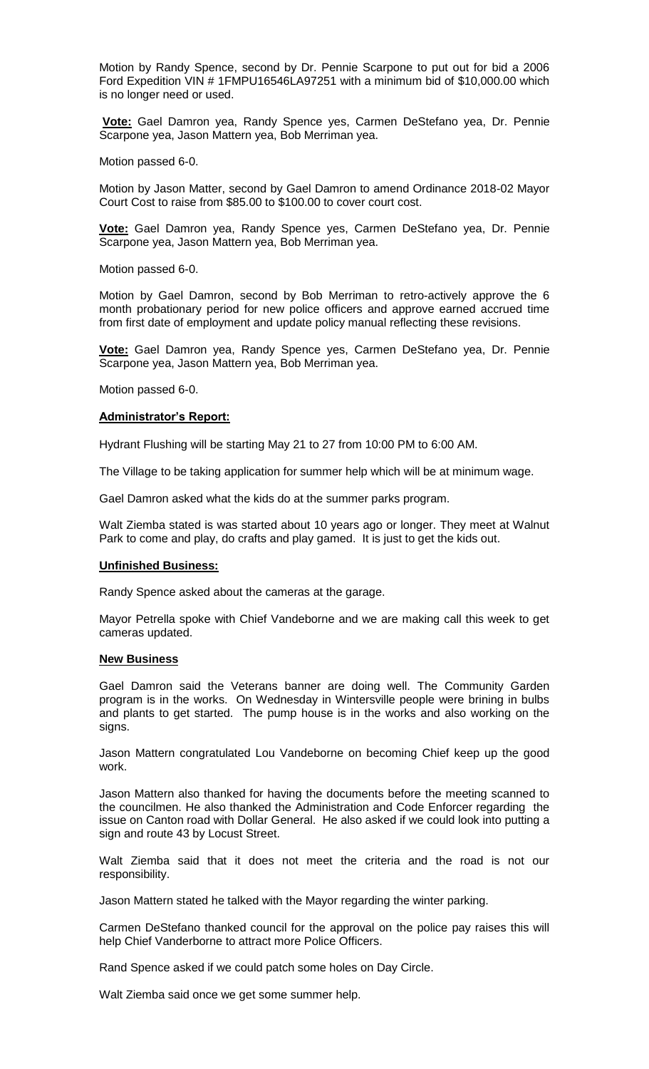Motion by Randy Spence, second by Dr. Pennie Scarpone to put out for bid a 2006 Ford Expedition VIN # 1FMPU16546LA97251 with a minimum bid of $10,000.00 which is no longer need or used.

**Vote:** Gael Damron yea, Randy Spence yes, Carmen DeStefano yea, Dr. Pennie Scarpone yea, Jason Mattern yea, Bob Merriman yea.

Motion passed 6-0.

Motion by Jason Matter, second by Gael Damron to amend Ordinance 2018-02 Mayor Court Cost to raise from $85.00 to $100.00 to cover court cost.

**Vote:** Gael Damron yea, Randy Spence yes, Carmen DeStefano yea, Dr. Pennie Scarpone yea, Jason Mattern yea, Bob Merriman yea.

Motion passed 6-0.

Motion by Gael Damron, second by Bob Merriman to retro-actively approve the 6 month probationary period for new police officers and approve earned accrued time from first date of employment and update policy manual reflecting these revisions.

**Vote:** Gael Damron yea, Randy Spence yes, Carmen DeStefano yea, Dr. Pennie Scarpone yea, Jason Mattern yea, Bob Merriman yea.

Motion passed 6-0.

**Administrator's Report:**

Hydrant Flushing will be starting May 21 to 27 from 10:00 PM to 6:00 AM.

The Village to be taking application for summer help which will be at minimum wage.

Gael Damron asked what the kids do at the summer parks program.

Walt Ziemba stated is was started about 10 years ago or longer. They meet at Walnut Park to come and play, do crafts and play gamed. It is just to get the kids out.

**Unfinished Business:**

Randy Spence asked about the cameras at the garage.

Mayor Petrella spoke with Chief Vandeborne and we are making call this week to get cameras updated.

**New Business**

Gael Damron said the Veterans banner are doing well. The Community Garden program is in the works. On Wednesday in Wintersville people were brining in bulbs and plants to get started. The pump house is in the works and also working on the signs.

Jason Mattern congratulated Lou Vandeborne on becoming Chief keep up the good work.

Jason Mattern also thanked for having the documents before the meeting scanned to the councilmen. He also thanked the Administration and Code Enforcer regarding the issue on Canton road with Dollar General. He also asked if we could look into putting a sign and route 43 by Locust Street.

Walt Ziemba said that it does not meet the criteria and the road is not our responsibility.

Jason Mattern stated he talked with the Mayor regarding the winter parking.

Carmen DeStefano thanked council for the approval on the police pay raises this will help Chief Vanderborne to attract more Police Officers.

Rand Spence asked if we could patch some holes on Day Circle.

Walt Ziemba said once we get some summer help.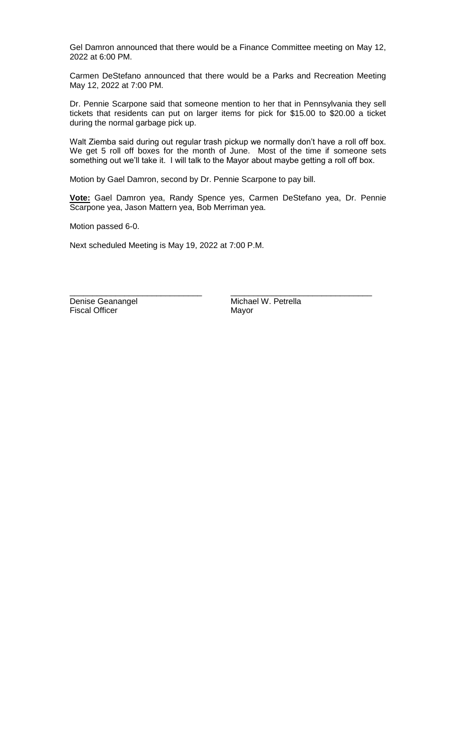Gel Damron announced that there would be a Finance Committee meeting on May 12, 2022 at 6:00 PM.

Carmen DeStefano announced that there would be a Parks and Recreation Meeting May 12, 2022 at 7:00 PM.

Dr. Pennie Scarpone said that someone mention to her that in Pennsylvania they sell tickets that residents can put on larger items for pick for $15.00 to $20.00 a ticket during the normal garbage pick up.

Walt Ziemba said during out regular trash pickup we normally don't have a roll off box. We get 5 roll off boxes for the month of June. Most of the time if someone sets something out we'll take it. I will talk to the Mayor about maybe getting a roll off box.

Motion by Gael Damron, second by Dr. Pennie Scarpone to pay bill.

**<u>Vote:</u>** Gael Damron yea, Randy Spence yes, Carmen DeStefano yea, Dr. Pennie Scarpone yea, Jason Mattern yea, Bob Merriman yea.

Motion passed 6-0.

Next scheduled Meeting is May 19, 2022 at 7:00 P.M.

| | |
|---|---|
| \_\_\_\_\_\_\_\_\_\_\_\_\_\_\_\_\_\_\_\_\_\_\_\_\_\_\_\_\_ | \_\_\_\_\_\_\_\_\_\_\_\_\_\_\_\_\_\_\_\_\_\_\_\_\_\_\_\_\_\_\_ |
| Denise Geanangel | Michael W. Petrella |
| Fiscal Officer | Mayor |